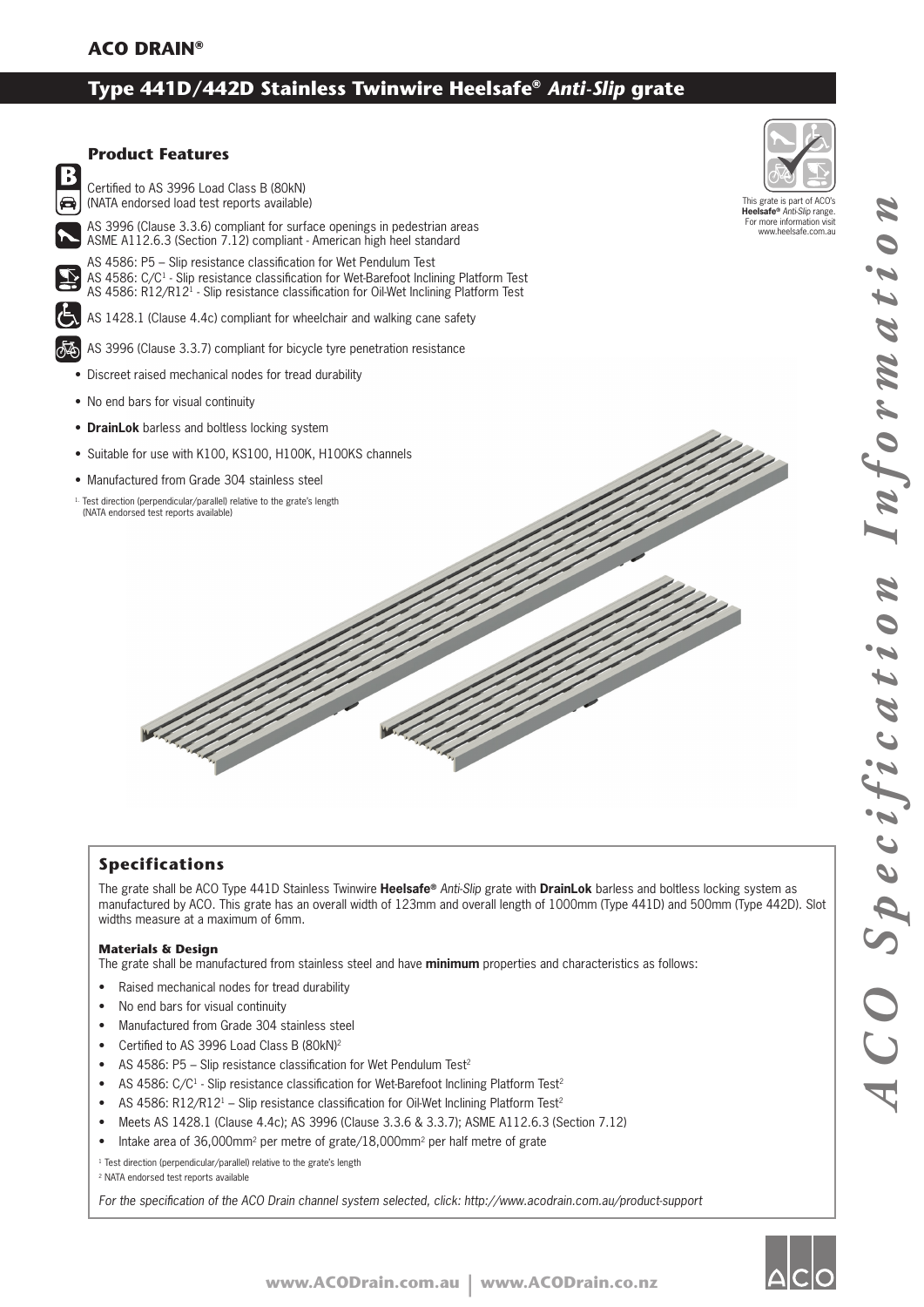**ACO DRAIN®**

# Type 441D/442D Stainless Twinwire Heelsafe® *Anti-Slip* grate

## Product Features

Certified to AS 3996 Load Class B (80kN)
(NATA endorsed load test reports available)

AS 3996 (Clause 3.3.6) compliant for surface openings in pedestrian areas
ASME A112.6.3 (Section 7.12) compliant - American high heel standard

AS 4586: P5 – Slip resistance classification for Wet Pendulum Test
AS 4586: C/C[1] - Slip resistance classification for Wet-Barefoot Inclining Platform Test
AS 4586: R12/R12[1] - Slip resistance classification for Oil-Wet Inclining Platform Test

AS 1428.1 (Clause 4.4c) compliant for wheelchair and walking cane safety

AS 3996 (Clause 3.3.7) compliant for bicycle tyre penetration resistance

- Discreet raised mechanical nodes for tread durability
- No end bars for visual continuity
- **DrainLok** barless and boltless locking system
- Suitable for use with K100, KS100, H100K, H100KS channels
- Manufactured from Grade 304 stainless steel

[1] Test direction (perpendicular/parallel) relative to the grate's length (NATA endorsed test reports available)

This grate is part of ACO's **Heelsafe®** *Anti-Slip* range. For more information visit www.heelsafe.com.au

## Specifications

The grate shall be ACO Type 441D Stainless Twinwire **Heelsafe®** *Anti-Slip* grate with **DrainLok** barless and boltless locking system as manufactured by ACO. This grate has an overall width of 123mm and overall length of 1000mm (Type 441D) and 500mm (Type 442D). Slot widths measure at a maximum of 6mm.

### Materials & Design

The grate shall be manufactured from stainless steel and have **minimum** properties and characteristics as follows:

- Raised mechanical nodes for tread durability
- No end bars for visual continuity
- Manufactured from Grade 304 stainless steel
- Certified to AS 3996 Load Class B (80kN)[2]
- AS 4586: P5 – Slip resistance classification for Wet Pendulum Test[2]
- AS 4586: C/C[1] - Slip resistance classification for Wet-Barefoot Inclining Platform Test[2]
- AS 4586: R12/R12[1] – Slip resistance classification for Oil-Wet Inclining Platform Test[2]
- Meets AS 1428.1 (Clause 4.4c); AS 3996 (Clause 3.3.6 & 3.3.7); ASME A112.6.3 (Section 7.12)
- Intake area of 36,000mm$^2$ per metre of grate/18,000mm$^2$ per half metre of grate

[1] Test direction (perpendicular/parallel) relative to the grate's length

[2] NATA endorsed test reports available

*For the specification of the ACO Drain channel system selected, click: http://www.acodrain.com.au/product-support*

*ACO Specification Information*

www.ACODrain.com.au | www.ACODrain.co.nz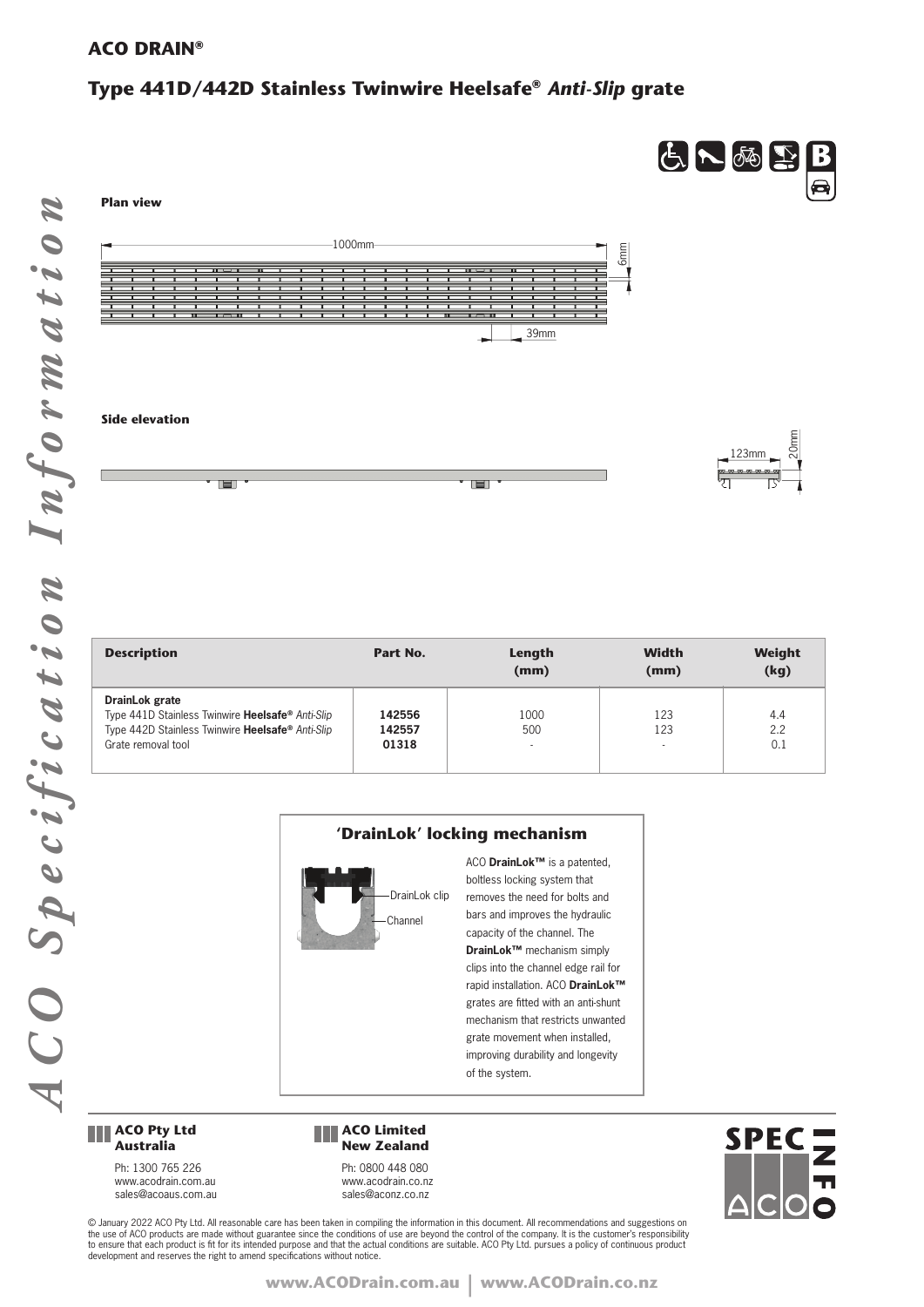## ACO DRAIN®

# Type 441D/442D Stainless Twinwire Heelsafe® *Anti-Slip* grate

B

**Plan view**

1000mm

6mm

39mm

**Side elevation**

123mm

20mm

| Description | Part No. | Length (mm) | Width (mm) | Weight (kg) |
|---|---|---|---|---|
| **DrainLok grate** | | | | |
| Type 441D Stainless Twinwire **Heelsafe®** *Anti-Slip* | **142556** | 1000 | 123 | 4.4 |
| Type 442D Stainless Twinwire **Heelsafe®** *Anti-Slip* | **142557** | 500 | 123 | 2.2 |
| Grate removal tool | **01318** | - | - | 0.1 |

### 'DrainLok' locking mechanism

DrainLok clip

Channel

ACO **DrainLok™** is a patented, boltless locking system that removes the need for bolts and bars and improves the hydraulic capacity of the channel. The **DrainLok™** mechanism simply clips into the channel edge rail for rapid installation. ACO **DrainLok™** grates are fitted with an anti-shunt mechanism that restricts unwanted grate movement when installed, improving durability and longevity of the system.

**ACO Pty Ltd**
**Australia**

Ph: 1300 765 226
www.acodrain.com.au
sales@acoaus.com.au

**ACO Limited**
**New Zealand**

Ph: 0800 448 080
www.acodrain.co.nz
sales@aconz.co.nz

© January 2022 ACO Pty Ltd. All reasonable care has been taken in compiling the information in this document. All recommendations and suggestions on the use of ACO products are made without guarantee since the conditions of use are beyond the control of the company. It is the customer's responsibility to ensure that each product is fit for its intended purpose and that the actual conditions are suitable. ACO Pty Ltd. pursues a policy of continuous product development and reserves the right to amend specifications without notice.

**www.ACODrain.com.au | www.ACODrain.co.nz**